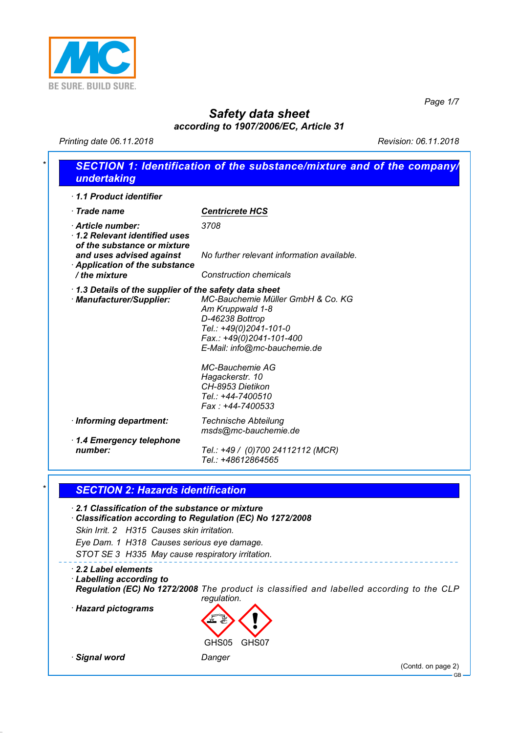# Safety data sheet

**according to 1907/2006/EC, Article 31**

Printing date 06.11.2018 Revision: 06.11.2018

## SECTION 1: Identification of the substance/mixture and of the company/undertaking

· **1.1 Product identifier**

· **Trade name** **Centricrete HCS**

· **Article number:** 3708

· **1.2 Relevant identified uses of the substance or mixture and uses advised against** No further relevant information available.

· **Application of the substance / the mixture** Construction chemicals

· **1.3 Details of the supplier of the safety data sheet**

· **Manufacturer/Supplier:**

MC-Bauchemie Müller GmbH & Co. KG
Am Kruppwald 1-8
D-46238 Bottrop
Tel.: +49(0)2041-101-0
Fax.: +49(0)2041-101-400
E-Mail: info@mc-bauchemie.de

MC-Bauchemie AG
Hagackerstr. 10
CH-8953 Dietikon
Tel.: +44-7400510
Fax : +44-7400533

· **Informing department:** Technische Abteilung
msds@mc-bauchemie.de

· **1.4 Emergency telephone number:** Tel.: +49 / (0)700 24112112 (MCR)
Tel.: +48612864565

## SECTION 2: Hazards identification

· **2.1 Classification of the substance or mixture**

· **Classification according to Regulation (EC) No 1272/2008**

Skin Irrit. 2 H315 Causes skin irritation.

Eye Dam. 1 H318 Causes serious eye damage.

STOT SE 3 H335 May cause respiratory irritation.

· **2.2 Label elements**

· **Labelling according to Regulation (EC) No 1272/2008** The product is classified and labelled according to the CLP regulation.

· **Hazard pictograms**

GHS05 GHS07

· **Signal word** Danger

(Contd. on page 2)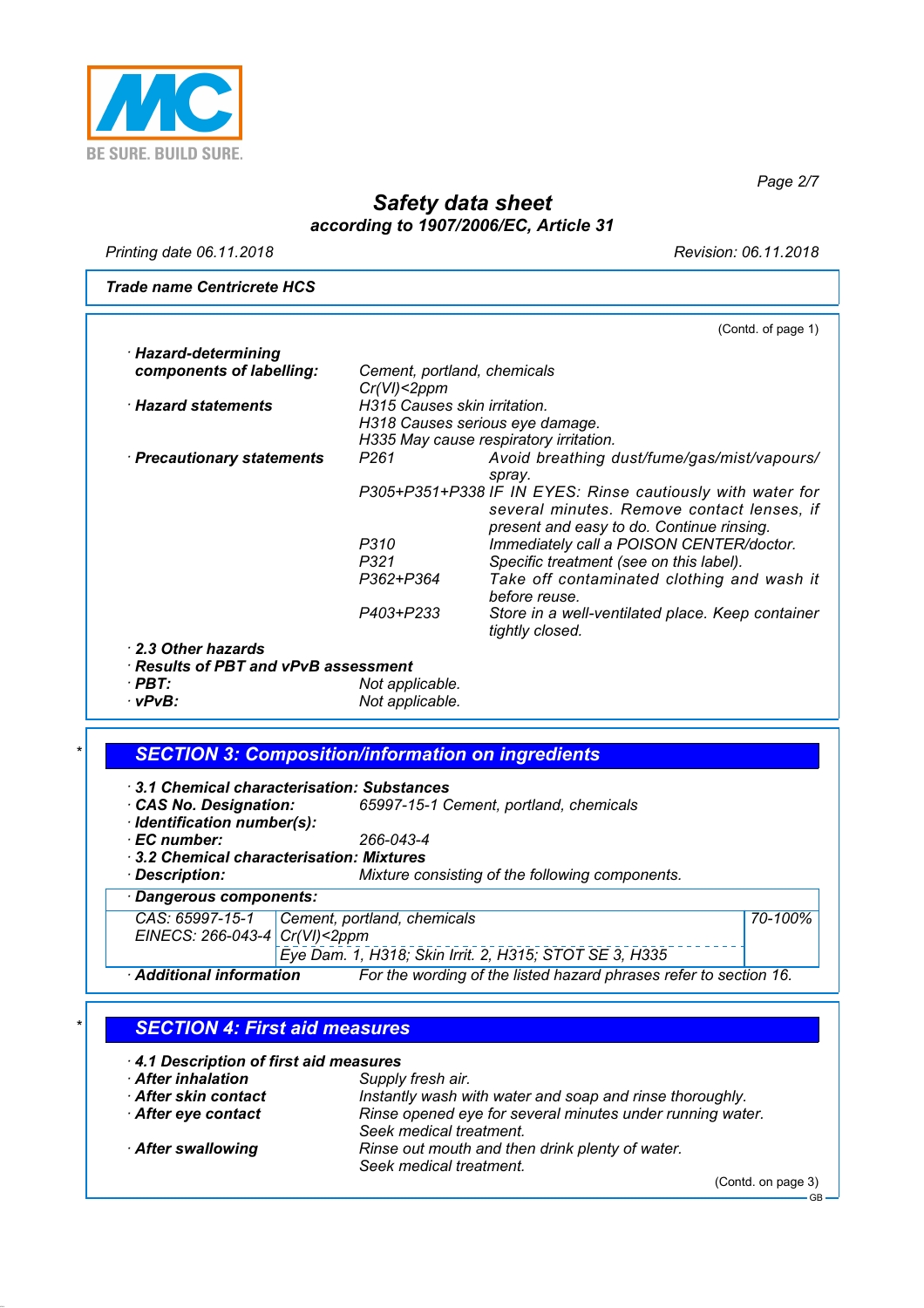Trade name Centricrete HCS

(Contd. of page 1)

- **Hazard-determining components of labelling:** Cement, portland, chemicals
  Cr(VI)<2ppm
- **Hazard statements** H315 Causes skin irritation.
  H318 Causes serious eye damage.
  H335 May cause respiratory irritation.
- **Precautionary statements**
  - P261 Avoid breathing dust/fume/gas/mist/vapours/spray.
  - P305+P351+P338 IF IN EYES: Rinse cautiously with water for several minutes. Remove contact lenses, if present and easy to do. Continue rinsing.
  - P310 Immediately call a POISON CENTER/doctor.
  - P321 Specific treatment (see on this label).
  - P362+P364 Take off contaminated clothing and wash it before reuse.
  - P403+P233 Store in a well-ventilated place. Keep container tightly closed.
- **2.3 Other hazards**
- **Results of PBT and vPvB assessment**
- **PBT:** Not applicable.
- **vPvB:** Not applicable.

## SECTION 3: Composition/information on ingredients

- **3.1 Chemical characterisation: Substances**
- **CAS No. Designation:** 65997-15-1 Cement, portland, chemicals
- **Identification number(s):**
- **EC number:** 266-043-4
- **3.2 Chemical characterisation: Mixtures**
- **Description:** Mixture consisting of the following components.

**Dangerous components:**

| | | |
|---|---|---|
| CAS: 65997-15-1<br>EINECS: 266-043-4 | Cement, portland, chemicals<br>Cr(VI)<2ppm | 70-100% |
| | Eye Dam. 1, H318; Skin Irrit. 2, H315; STOT SE 3, H335 | |

- **Additional information** For the wording of the listed hazard phrases refer to section 16.

## SECTION 4: First aid measures

- **4.1 Description of first aid measures**
- **After inhalation** Supply fresh air.
- **After skin contact** Instantly wash with water and soap and rinse thoroughly.
- **After eye contact** Rinse opened eye for several minutes under running water. Seek medical treatment.
- **After swallowing** Rinse out mouth and then drink plenty of water. Seek medical treatment.

(Contd. on page 3)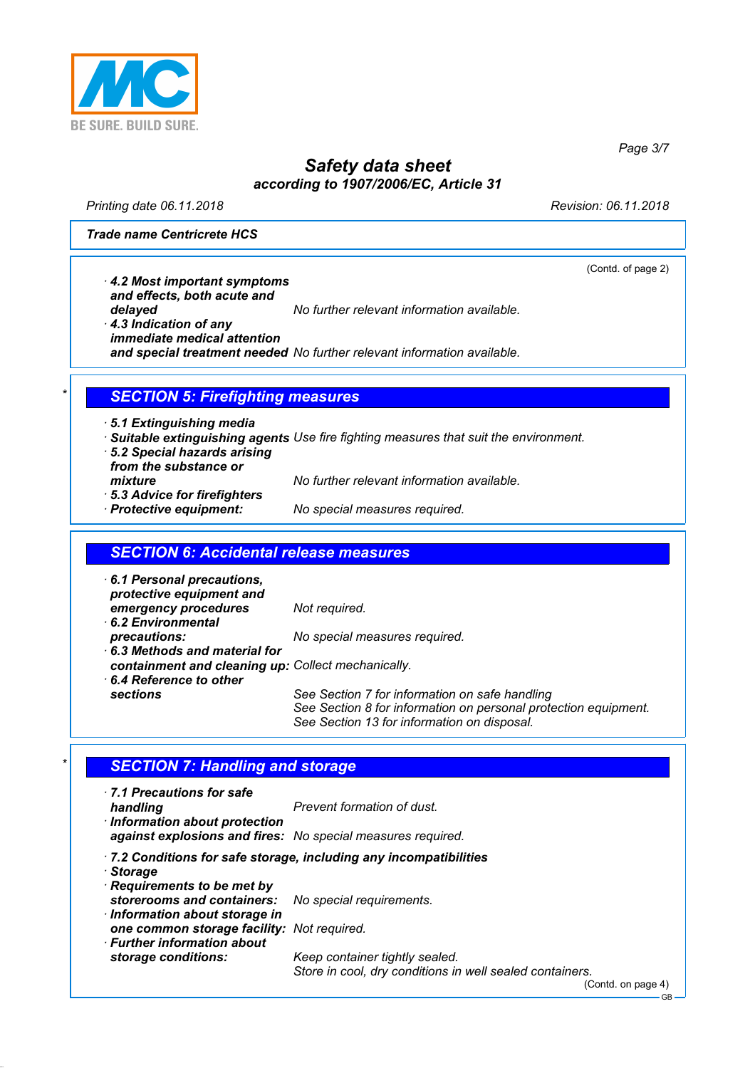Safety data sheet
according to 1907/2006/EC, Article 31

Printing date 06.11.2018 Revision: 06.11.2018

**Trade name Centricrete HCS**

(Contd. of page 2)

- **4.2 Most important symptoms and effects, both acute and delayed** *No further relevant information available.*
- **4.3 Indication of any immediate medical attention and special treatment needed** *No further relevant information available.*

## SECTION 5: Firefighting measures

- **5.1 Extinguishing media**
- **Suitable extinguishing agents** *Use fire fighting measures that suit the environment.*
- **5.2 Special hazards arising from the substance or mixture** *No further relevant information available.*
- **5.3 Advice for firefighters**
- **Protective equipment:** *No special measures required.*

## SECTION 6: Accidental release measures

- **6.1 Personal precautions, protective equipment and emergency procedures** *Not required.*
- **6.2 Environmental precautions:** *No special measures required.*
- **6.3 Methods and material for containment and cleaning up:** *Collect mechanically.*
- **6.4 Reference to other sections** *See Section 7 for information on safe handling*
  *See Section 8 for information on personal protection equipment.*
  *See Section 13 for information on disposal.*

## SECTION 7: Handling and storage

- **7.1 Precautions for safe handling** *Prevent formation of dust.*
- **Information about protection against explosions and fires:** *No special measures required.*

- **7.2 Conditions for safe storage, including any incompatibilities**
- **Storage**
- **Requirements to be met by storerooms and containers:** *No special requirements.*
- **Information about storage in one common storage facility:** *Not required.*
- **Further information about storage conditions:** *Keep container tightly sealed.*
  *Store in cool, dry conditions in well sealed containers.*

(Contd. on page 4)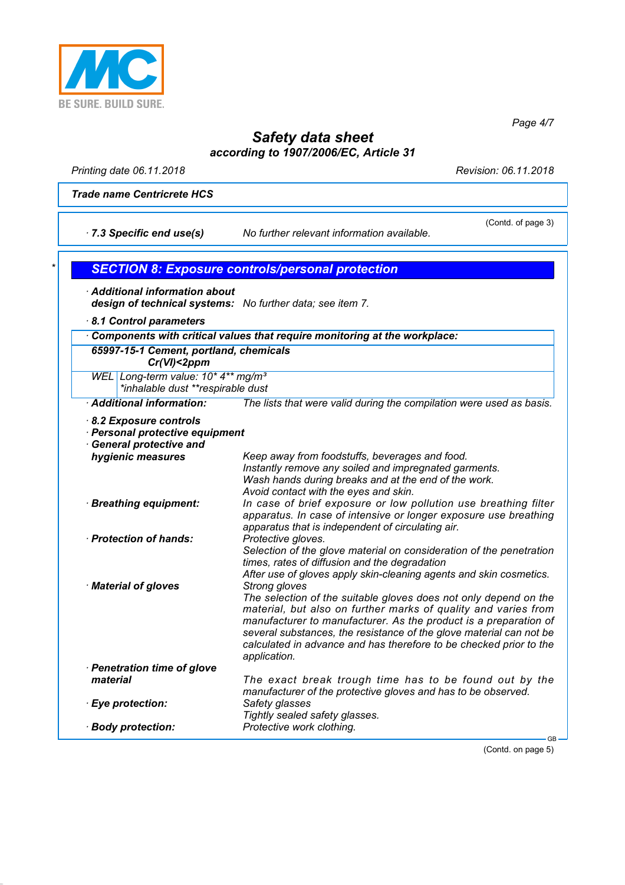**Safety data sheet**
**according to 1907/2006/EC, Article 31**

Printing date 06.11.2018 Revision: 06.11.2018

**Trade name Centricrete HCS**

(Contd. of page 3)

· **7.3 Specific end use(s)** No further relevant information available.

## SECTION 8: Exposure controls/personal protection

· **Additional information about design of technical systems:** No further data; see item 7.

· **8.1 Control parameters**

| · **Components with critical values that require monitoring at the workplace:** | |
|---|---|
| **65997-15-1 Cement, portland, chemicals Cr(VI)<2ppm** | |
| WEL | Long-term value: 10* 4** mg/m³<br>*inhalable dust **respirable dust |

· **Additional information:** The lists that were valid during the compilation were used as basis.

· **8.2 Exposure controls**
· **Personal protective equipment**
· **General protective and hygienic measures**
Keep away from foodstuffs, beverages and food.
Instantly remove any soiled and impregnated garments.
Wash hands during breaks and at the end of the work.
Avoid contact with the eyes and skin.

· **Breathing equipment:** In case of brief exposure or low pollution use breathing filter apparatus. In case of intensive or longer exposure use breathing apparatus that is independent of circulating air.

· **Protection of hands:** Protective gloves.
Selection of the glove material on consideration of the penetration times, rates of diffusion and the degradation
After use of gloves apply skin-cleaning agents and skin cosmetics.

· **Material of gloves** Strong gloves
The selection of the suitable gloves does not only depend on the material, but also on further marks of quality and varies from manufacturer to manufacturer. As the product is a preparation of several substances, the resistance of the glove material can not be calculated in advance and has therefore to be checked prior to the application.

· **Penetration time of glove material**
The exact break trough time has to be found out by the manufacturer of the protective gloves and has to be observed.

· **Eye protection:** Safety glasses
Tightly sealed safety glasses.

· **Body protection:** Protective work clothing.

(Contd. on page 5)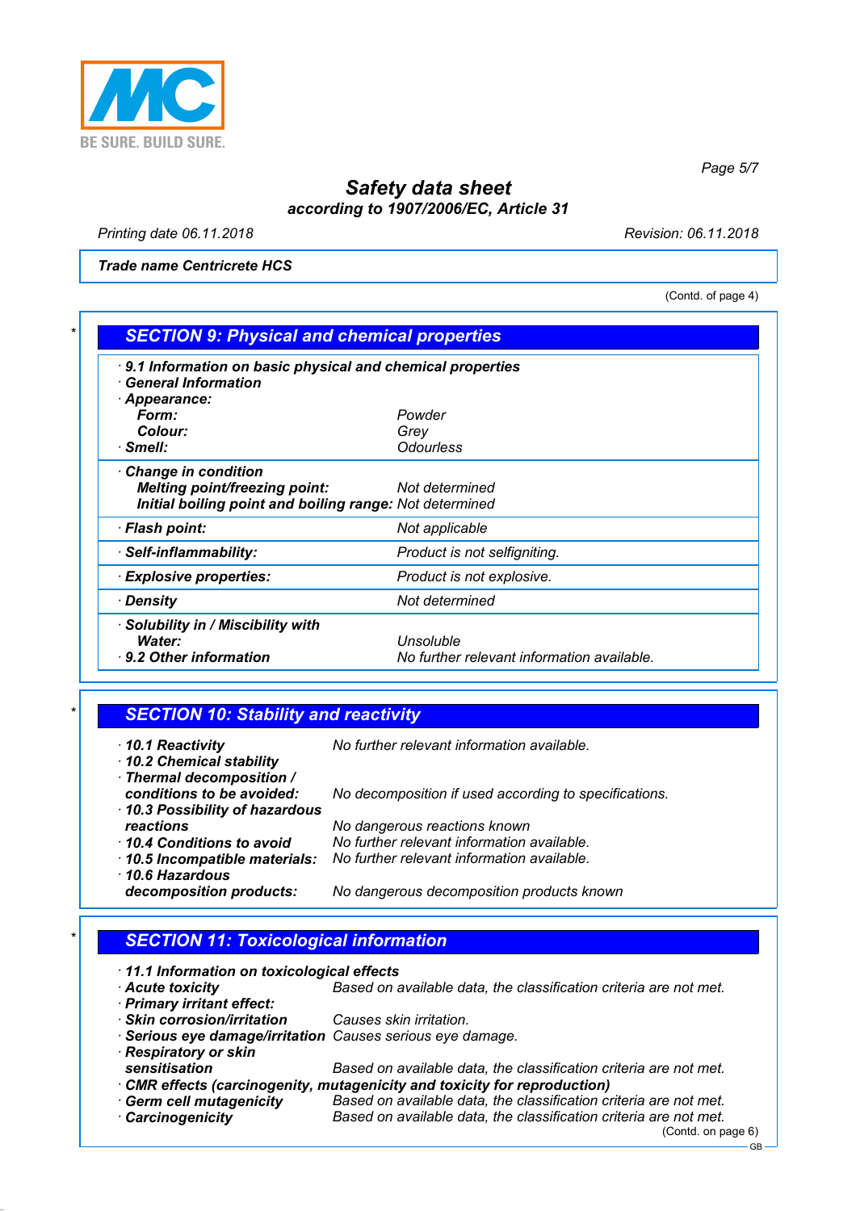# Safety data sheet
according to 1907/2006/EC, Article 31

Printing date 06.11.2018 Revision: 06.11.2018

**Trade name Centricrete HCS**

(Contd. of page 4)

## SECTION 9: Physical and chemical properties

| | |
|---|---|
| · **9.1 Information on basic physical and chemical properties** | |
| · **General Information** | |
| · **Appearance:** | |
| **Form:** | Powder |
| **Colour:** | Grey |
| · **Smell:** | Odourless |
| · **Change in condition** | |
| **Melting point/freezing point:** | Not determined |
| **Initial boiling point and boiling range:** | Not determined |
| · **Flash point:** | Not applicable |
| · **Self-inflammability:** | Product is not selfigniting. |
| · **Explosive properties:** | Product is not explosive. |
| · **Density** | Not determined |
| · **Solubility in / Miscibility with** | |
| **Water:** | Unsoluble |
| · **9.2 Other information** | No further relevant information available. |

## SECTION 10: Stability and reactivity

| | |
|---|---|
| · **10.1 Reactivity** | No further relevant information available. |
| · **10.2 Chemical stability** | |
| · **Thermal decomposition / conditions to be avoided:** | No decomposition if used according to specifications. |
| · **10.3 Possibility of hazardous reactions** | No dangerous reactions known |
| · **10.4 Conditions to avoid** | No further relevant information available. |
| · **10.5 Incompatible materials:** | No further relevant information available. |
| · **10.6 Hazardous decomposition products:** | No dangerous decomposition products known |

## SECTION 11: Toxicological information

| | |
|---|---|
| · **11.1 Information on toxicological effects** | |
| · **Acute toxicity** | Based on available data, the classification criteria are not met. |
| · **Primary irritant effect:** | |
| · **Skin corrosion/irritation** | Causes skin irritation. |
| · **Serious eye damage/irritation** | Causes serious eye damage. |
| · **Respiratory or skin sensitisation** | Based on available data, the classification criteria are not met. |
| · **CMR effects (carcinogenity, mutagenicity and toxicity for reproduction)** | |
| · **Germ cell mutagenicity** | Based on available data, the classification criteria are not met. |
| · **Carcinogenicity** | Based on available data, the classification criteria are not met. |

(Contd. on page 6)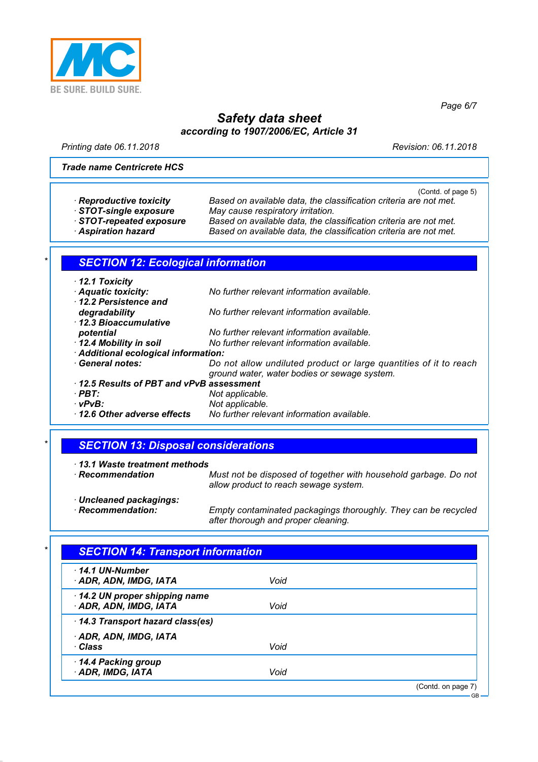**Trade name Centricrete HCS**

(Contd. of page 5)

- **Reproductive toxicity** Based on available data, the classification criteria are not met.
- **STOT-single exposure** May cause respiratory irritation.
- **STOT-repeated exposure** Based on available data, the classification criteria are not met.
- **Aspiration hazard** Based on available data, the classification criteria are not met.

## * SECTION 12: Ecological information

- **12.1 Toxicity**
- **Aquatic toxicity:** No further relevant information available.
- **12.2 Persistence and degradability** No further relevant information available.
- **12.3 Bioaccumulative potential** No further relevant information available.
- **12.4 Mobility in soil** No further relevant information available.
- **Additional ecological information:**
- **General notes:** Do not allow undiluted product or large quantities of it to reach ground water, water bodies or sewage system.
- **12.5 Results of PBT and vPvB assessment**
- **PBT:** Not applicable.
- **vPvB:** Not applicable.
- **12.6 Other adverse effects** No further relevant information available.

## * SECTION 13: Disposal considerations

- **13.1 Waste treatment methods**
- **Recommendation** Must not be disposed of together with household garbage. Do not allow product to reach sewage system.
- **Uncleaned packagings:**
- **Recommendation:** Empty contaminated packagings thoroughly. They can be recycled after thorough and proper cleaning.

## * SECTION 14: Transport information

| | |
|---|---|
| **14.1 UN-Number**<br>**ADR, ADN, IMDG, IATA** | Void |
| **14.2 UN proper shipping name**<br>**ADR, ADN, IMDG, IATA** | Void |
| **14.3 Transport hazard class(es)**<br>**ADR, ADN, IMDG, IATA**<br>**Class** | Void |
| **14.4 Packing group**<br>**ADR, IMDG, IATA** | Void |

(Contd. on page 7)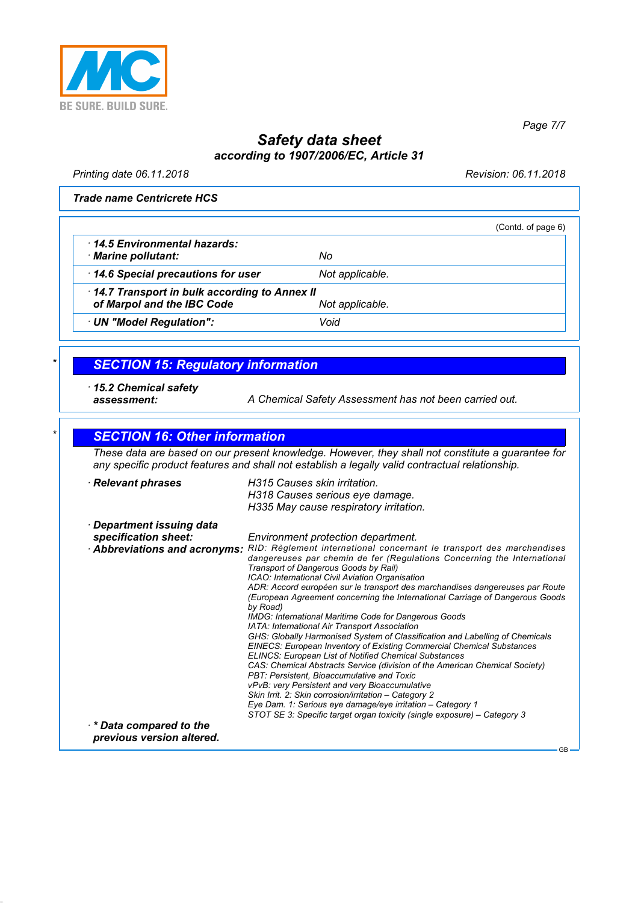# Safety data sheet

***according to 1907/2006/EC, Article 31***

*Printing date 06.11.2018* *Revision: 06.11.2018*

***Trade name Centricrete HCS***

(Contd. of page 6)

| | |
|---|---|
| · ***14.5 Environmental hazards:*** · ***Marine pollutant:*** | *No* |
| · ***14.6 Special precautions for user*** | *Not applicable.* |
| · ***14.7 Transport in bulk according to Annex II of Marpol and the IBC Code*** | *Not applicable.* |
| · ***UN "Model Regulation":*** | *Void* |

## * SECTION 15: Regulatory information

· ***15.2 Chemical safety assessment:*** *A Chemical Safety Assessment has not been carried out.*

## * SECTION 16: Other information

*These data are based on our present knowledge. However, they shall not constitute a guarantee for any specific product features and shall not establish a legally valid contractual relationship.*

· ***Relevant phrases***
*H315 Causes skin irritation.*
*H318 Causes serious eye damage.*
*H335 May cause respiratory irritation.*

· ***Department issuing data specification sheet:*** *Environment protection department.*

· ***Abbreviations and acronyms:***
*RID: Règlement international concernant le transport des marchandises dangereuses par chemin de fer (Regulations Concerning the International Transport of Dangerous Goods by Rail)*
*ICAO: International Civil Aviation Organisation*
*ADR: Accord européen sur le transport des marchandises dangereuses par Route (European Agreement concerning the International Carriage of Dangerous Goods by Road)*
*IMDG: International Maritime Code for Dangerous Goods*
*IATA: International Air Transport Association*
*GHS: Globally Harmonised System of Classification and Labelling of Chemicals*
*EINECS: European Inventory of Existing Commercial Chemical Substances*
*ELINCS: European List of Notified Chemical Substances*
*CAS: Chemical Abstracts Service (division of the American Chemical Society)*
*PBT: Persistent, Bioaccumulative and Toxic*
*vPvB: very Persistent and very Bioaccumulative*
*Skin Irrit. 2: Skin corrosion/irritation – Category 2*
*Eye Dam. 1: Serious eye damage/eye irritation – Category 1*
*STOT SE 3: Specific target organ toxicity (single exposure) – Category 3*

· ***\* Data compared to the previous version altered.***

GB